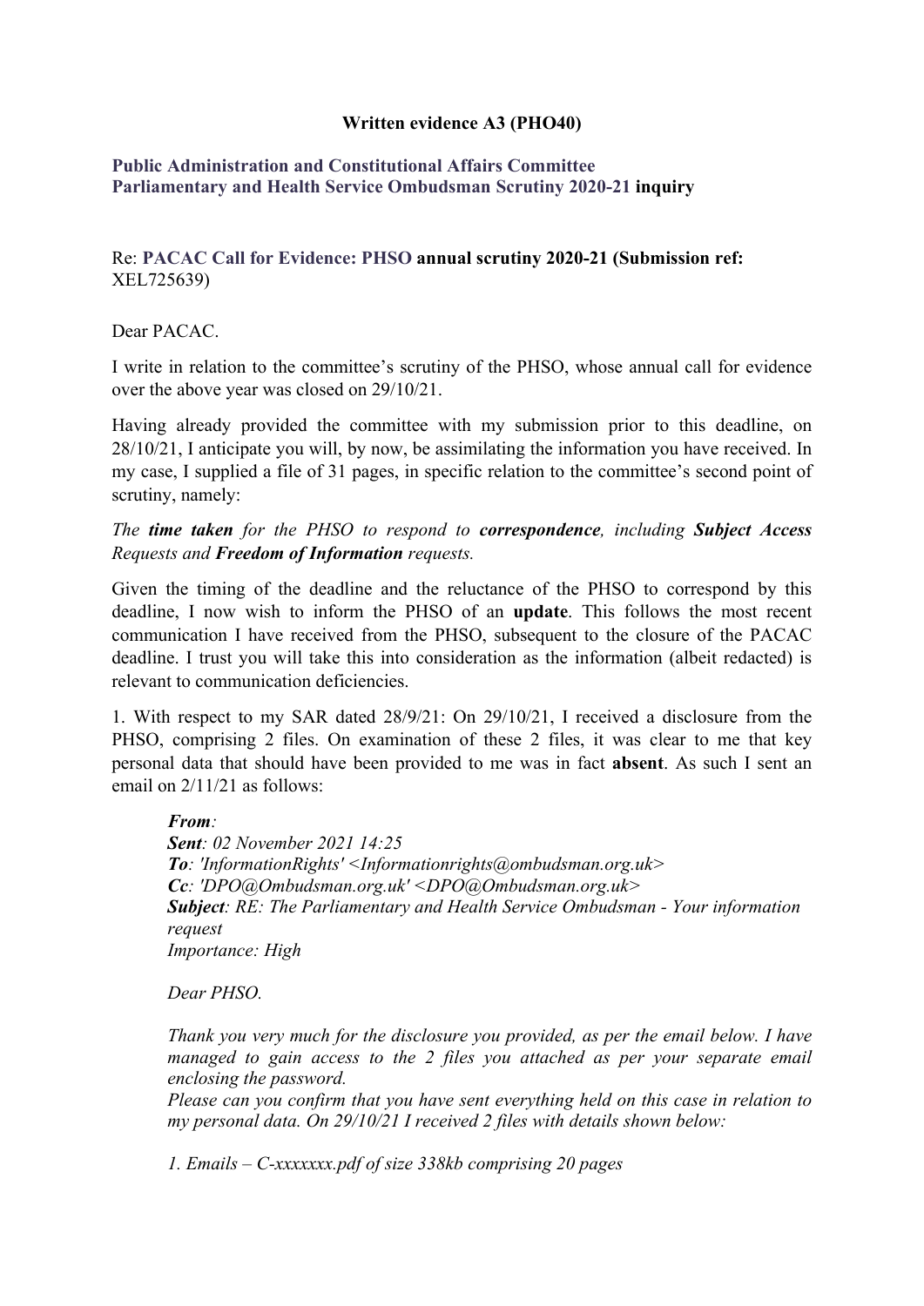**Written evidence A3 (PHO40)**

**Public Administration and Constitutional Affairs Committee**
**Parliamentary and Health Service Ombudsman Scrutiny 2020-21 inquiry**

Re: **PACAC Call for Evidence: PHSO annual scrutiny 2020-21 (Submission ref:** XEL725639)

Dear PACAC.

I write in relation to the committee's scrutiny of the PHSO, whose annual call for evidence over the above year was closed on 29/10/21.

Having already provided the committee with my submission prior to this deadline, on 28/10/21, I anticipate you will, by now, be assimilating the information you have received. In my case, I supplied a file of 31 pages, in specific relation to the committee's second point of scrutiny, namely:

*The* ***time taken*** *for the PHSO to respond to* ***correspondence****, including* ***Subject Access*** *Requests and* ***Freedom of Information*** *requests.*

Given the timing of the deadline and the reluctance of the PHSO to correspond by this deadline, I now wish to inform the PHSO of an **update**. This follows the most recent communication I have received from the PHSO, subsequent to the closure of the PACAC deadline. I trust you will take this into consideration as the information (albeit redacted) is relevant to communication deficiencies.

1. With respect to my SAR dated 28/9/21: On 29/10/21, I received a disclosure from the PHSO, comprising 2 files. On examination of these 2 files, it was clear to me that key personal data that should have been provided to me was in fact **absent**. As such I sent an email on 2/11/21 as follows:

> ***From****:*
> ***Sent****: 02 November 2021 14:25*
> ***To****: 'InformationRights' <Informationrights@ombudsman.org.uk>*
> ***Cc****: 'DPO@Ombudsman.org.uk' <DPO@Ombudsman.org.uk>*
> ***Subject****: RE: The Parliamentary and Health Service Ombudsman - Your information request*
> *Importance: High*
>
> *Dear PHSO.*
>
> *Thank you very much for the disclosure you provided, as per the email below. I have managed to gain access to the 2 files you attached as per your separate email enclosing the password.*
> *Please can you confirm that you have sent everything held on this case in relation to my personal data. On 29/10/21 I received 2 files with details shown below:*
>
> *1. Emails – C-xxxxxxx.pdf of size 338kb comprising 20 pages*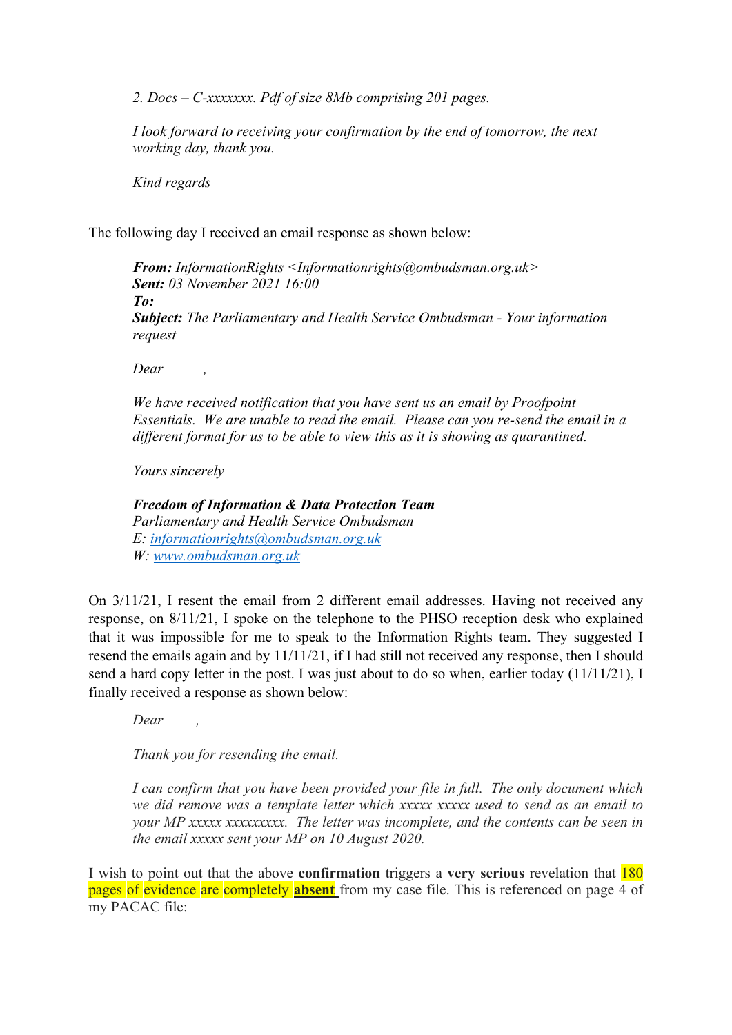> *2. Docs – C-xxxxxxx. Pdf of size 8Mb comprising 201 pages.*
>
> *I look forward to receiving your confirmation by the end of tomorrow, the next working day, thank you.*
>
> *Kind regards*

The following day I received an email response as shown below:

> ***From:*** *InformationRights <Informationrights@ombudsman.org.uk>*
> ***Sent:*** *03 November 2021 16:00*
> ***To:***
> ***Subject:*** *The Parliamentary and Health Service Ombudsman - Your information request*
>
> *Dear ,*
>
> *We have received notification that you have sent us an email by Proofpoint Essentials. We are unable to read the email. Please can you re-send the email in a different format for us to be able to view this as it is showing as quarantined.*
>
> *Yours sincerely*
>
> ***Freedom of Information & Data Protection Team***
> *Parliamentary and Health Service Ombudsman*
> *E: informationrights@ombudsman.org.uk*
> *W: www.ombudsman.org.uk*

On 3/11/21, I resent the email from 2 different email addresses. Having not received any response, on 8/11/21, I spoke on the telephone to the PHSO reception desk who explained that it was impossible for me to speak to the Information Rights team. They suggested I resend the emails again and by 11/11/21, if I had still not received any response, then I should send a hard copy letter in the post. I was just about to do so when, earlier today (11/11/21), I finally received a response as shown below:

> *Dear ,*
>
> *Thank you for resending the email.*
>
> *I can confirm that you have been provided your file in full. The only document which we did remove was a template letter which xxxxx xxxxx used to send as an email to your MP xxxxx xxxxxxxxx. The letter was incomplete, and the contents can be seen in the email xxxxx sent your MP on 10 August 2020.*

I wish to point out that the above **confirmation** triggers a **very serious** revelation that 180 pages of evidence are completely **absent** from my case file. This is referenced on page 4 of my PACAC file: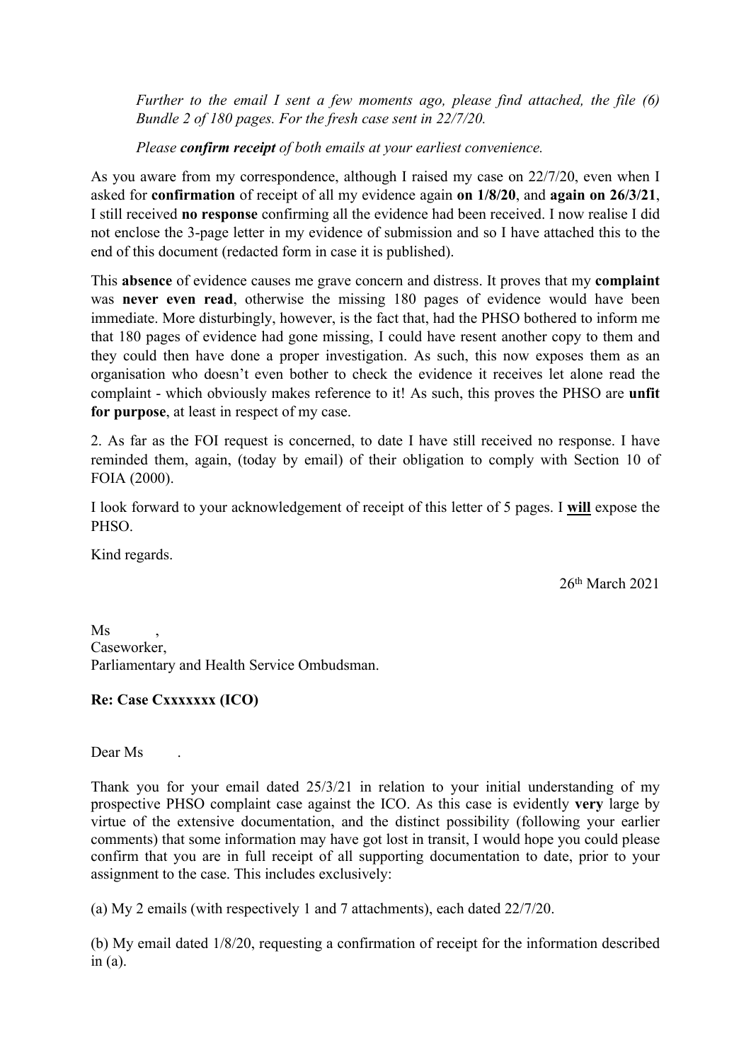*Further to the email I sent a few moments ago, please find attached, the file (6) Bundle 2 of 180 pages. For the fresh case sent in 22/7/20.*

*Please **confirm receipt** of both emails at your earliest convenience.*

As you aware from my correspondence, although I raised my case on 22/7/20, even when I asked for **confirmation** of receipt of all my evidence again **on 1/8/20**, and **again on 26/3/21**, I still received **no response** confirming all the evidence had been received. I now realise I did not enclose the 3-page letter in my evidence of submission and so I have attached this to the end of this document (redacted form in case it is published).

This **absence** of evidence causes me grave concern and distress. It proves that my **complaint** was **never even read**, otherwise the missing 180 pages of evidence would have been immediate. More disturbingly, however, is the fact that, had the PHSO bothered to inform me that 180 pages of evidence had gone missing, I could have resent another copy to them and they could then have done a proper investigation. As such, this now exposes them as an organisation who doesn't even bother to check the evidence it receives let alone read the complaint - which obviously makes reference to it! As such, this proves the PHSO are **unfit for purpose**, at least in respect of my case.

2. As far as the FOI request is concerned, to date I have still received no response. I have reminded them, again, (today by email) of their obligation to comply with Section 10 of FOIA (2000).

I look forward to your acknowledgement of receipt of this letter of 5 pages. I <u>**will**</u> expose the PHSO.

Kind regards.

26th March 2021

Ms ,
Caseworker,
Parliamentary and Health Service Ombudsman.

**Re: Case Cxxxxxxx (ICO)**

Dear Ms .

Thank you for your email dated 25/3/21 in relation to your initial understanding of my prospective PHSO complaint case against the ICO. As this case is evidently **very** large by virtue of the extensive documentation, and the distinct possibility (following your earlier comments) that some information may have got lost in transit, I would hope you could please confirm that you are in full receipt of all supporting documentation to date, prior to your assignment to the case. This includes exclusively:

(a) My 2 emails (with respectively 1 and 7 attachments), each dated 22/7/20.

(b) My email dated 1/8/20, requesting a confirmation of receipt for the information described in (a).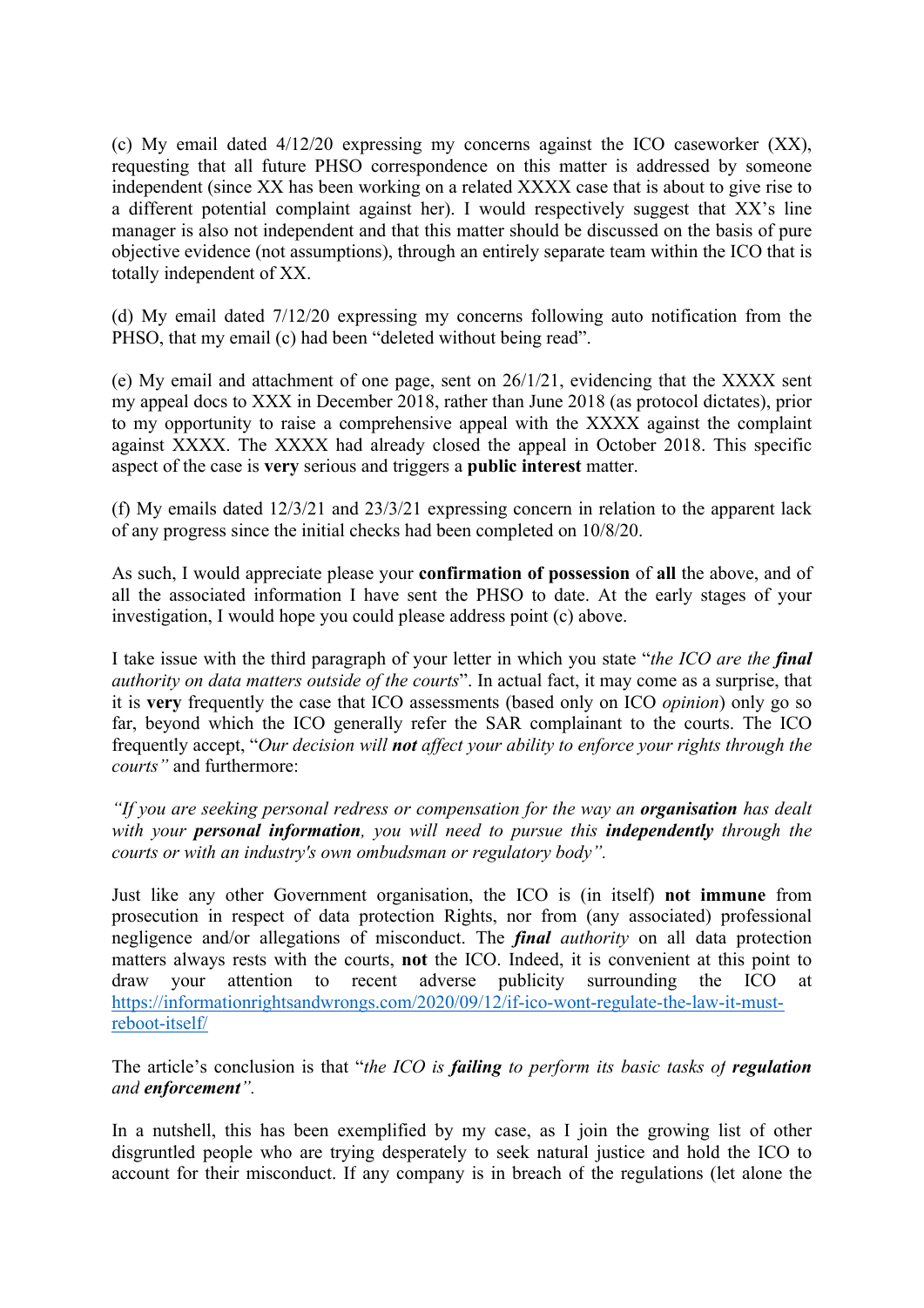(c) My email dated 4/12/20 expressing my concerns against the ICO caseworker (XX), requesting that all future PHSO correspondence on this matter is addressed by someone independent (since XX has been working on a related XXXX case that is about to give rise to a different potential complaint against her). I would respectively suggest that XX's line manager is also not independent and that this matter should be discussed on the basis of pure objective evidence (not assumptions), through an entirely separate team within the ICO that is totally independent of XX.

(d) My email dated 7/12/20 expressing my concerns following auto notification from the PHSO, that my email (c) had been "deleted without being read".

(e) My email and attachment of one page, sent on 26/1/21, evidencing that the XXXX sent my appeal docs to XXX in December 2018, rather than June 2018 (as protocol dictates), prior to my opportunity to raise a comprehensive appeal with the XXXX against the complaint against XXXX. The XXXX had already closed the appeal in October 2018. This specific aspect of the case is **very** serious and triggers a **public interest** matter.

(f) My emails dated 12/3/21 and 23/3/21 expressing concern in relation to the apparent lack of any progress since the initial checks had been completed on 10/8/20.

As such, I would appreciate please your **confirmation of possession** of **all** the above, and of all the associated information I have sent the PHSO to date. At the early stages of your investigation, I would hope you could please address point (c) above.

I take issue with the third paragraph of your letter in which you state "*the ICO are the **final** authority on data matters outside of the courts*". In actual fact, it may come as a surprise, that it is **very** frequently the case that ICO assessments (based only on ICO *opinion*) only go so far, beyond which the ICO generally refer the SAR complainant to the courts. The ICO frequently accept, "*Our decision will **not** affect your ability to enforce your rights through the courts"* and furthermore:

*"If you are seeking personal redress or compensation for the way an **organisation** has dealt with your **personal information**, you will need to pursue this **independently** through the courts or with an industry's own ombudsman or regulatory body".*

Just like any other Government organisation, the ICO is (in itself) **not immune** from prosecution in respect of data protection Rights, nor from (any associated) professional negligence and/or allegations of misconduct. The ***final*** *authority* on all data protection matters always rests with the courts, **not** the ICO. Indeed, it is convenient at this point to draw your attention to recent adverse publicity surrounding the ICO at [https://informationrightsandwrongs.com/2020/09/12/if-ico-wont-regulate-the-law-it-must-reboot-itself/](https://informationrightsandwrongs.com/2020/09/12/if-ico-wont-regulate-the-law-it-must-reboot-itself/)

The article's conclusion is that "*the ICO is **failing** to perform its basic tasks of **regulation** and **enforcement**".*

In a nutshell, this has been exemplified by my case, as I join the growing list of other disgruntled people who are trying desperately to seek natural justice and hold the ICO to account for their misconduct. If any company is in breach of the regulations (let alone the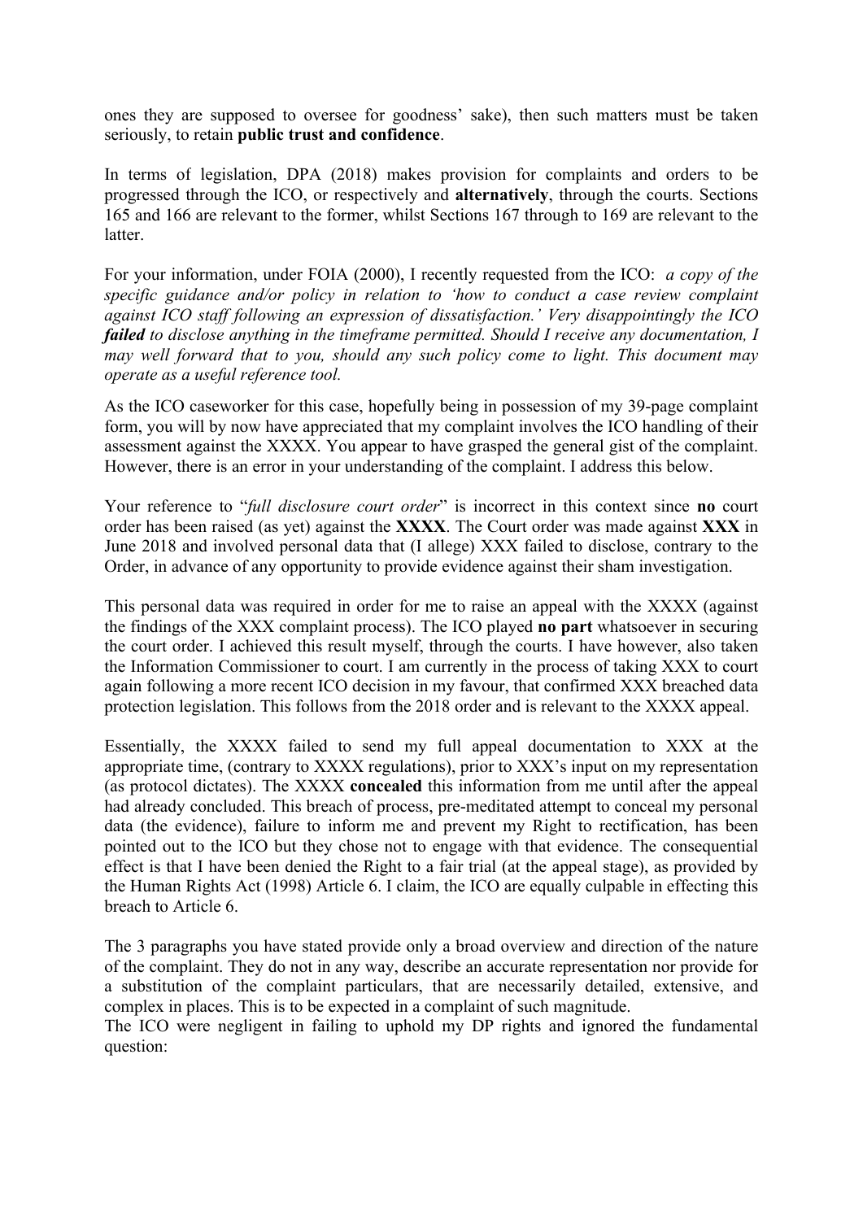ones they are supposed to oversee for goodness' sake), then such matters must be taken seriously, to retain **public trust and confidence**.

In terms of legislation, DPA (2018) makes provision for complaints and orders to be progressed through the ICO, or respectively and **alternatively**, through the courts. Sections 165 and 166 are relevant to the former, whilst Sections 167 through to 169 are relevant to the latter.

For your information, under FOIA (2000), I recently requested from the ICO: *a copy of the specific guidance and/or policy in relation to 'how to conduct a case review complaint against ICO staff following an expression of dissatisfaction.' Very disappointingly the ICO **failed** to disclose anything in the timeframe permitted. Should I receive any documentation, I may well forward that to you, should any such policy come to light. This document may operate as a useful reference tool.*

As the ICO caseworker for this case, hopefully being in possession of my 39-page complaint form, you will by now have appreciated that my complaint involves the ICO handling of their assessment against the XXXX. You appear to have grasped the general gist of the complaint. However, there is an error in your understanding of the complaint. I address this below.

Your reference to "*full disclosure court order*" is incorrect in this context since **no** court order has been raised (as yet) against the **XXXX**. The Court order was made against **XXX** in June 2018 and involved personal data that (I allege) XXX failed to disclose, contrary to the Order, in advance of any opportunity to provide evidence against their sham investigation.

This personal data was required in order for me to raise an appeal with the XXXX (against the findings of the XXX complaint process). The ICO played **no part** whatsoever in securing the court order. I achieved this result myself, through the courts. I have however, also taken the Information Commissioner to court. I am currently in the process of taking XXX to court again following a more recent ICO decision in my favour, that confirmed XXX breached data protection legislation. This follows from the 2018 order and is relevant to the XXXX appeal.

Essentially, the XXXX failed to send my full appeal documentation to XXX at the appropriate time, (contrary to XXXX regulations), prior to XXX's input on my representation (as protocol dictates). The XXXX **concealed** this information from me until after the appeal had already concluded. This breach of process, pre-meditated attempt to conceal my personal data (the evidence), failure to inform me and prevent my Right to rectification, has been pointed out to the ICO but they chose not to engage with that evidence. The consequential effect is that I have been denied the Right to a fair trial (at the appeal stage), as provided by the Human Rights Act (1998) Article 6. I claim, the ICO are equally culpable in effecting this breach to Article 6.

The 3 paragraphs you have stated provide only a broad overview and direction of the nature of the complaint. They do not in any way, describe an accurate representation nor provide for a substitution of the complaint particulars, that are necessarily detailed, extensive, and complex in places. This is to be expected in a complaint of such magnitude.
The ICO were negligent in failing to uphold my DP rights and ignored the fundamental question: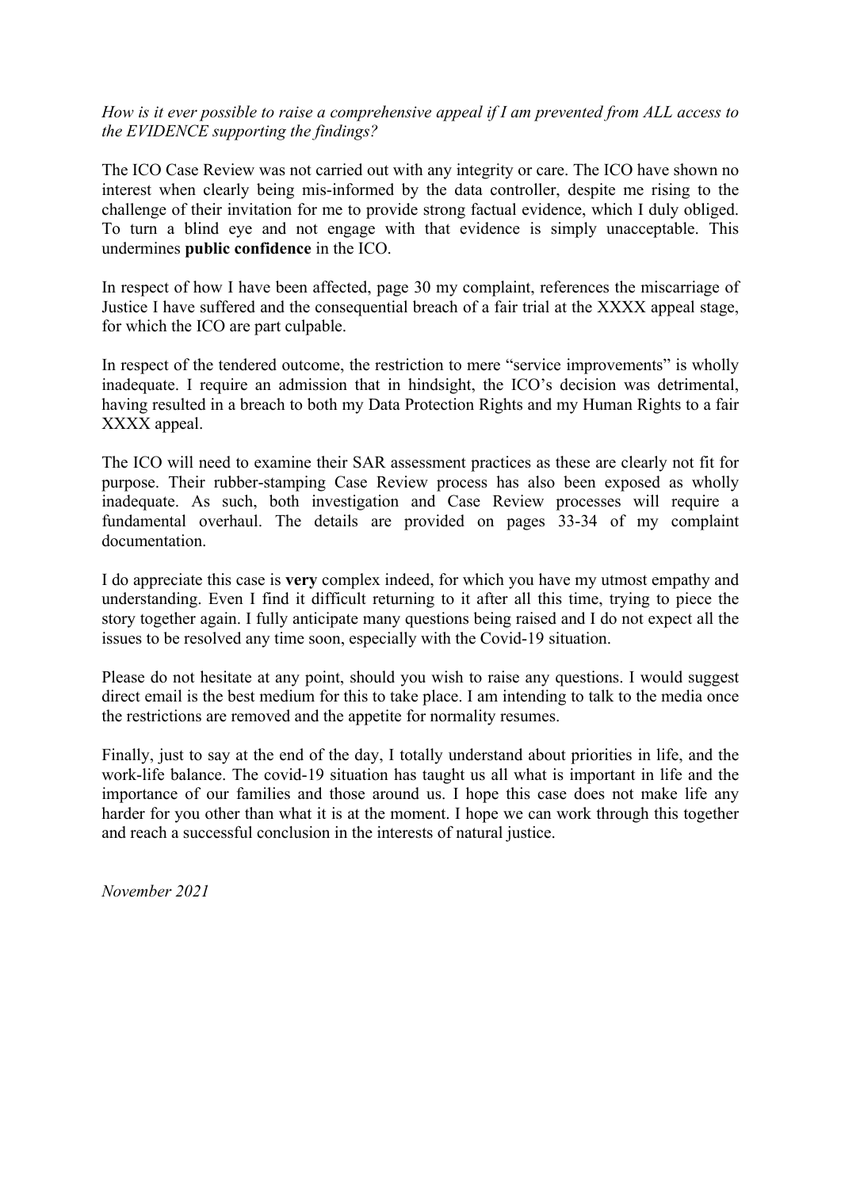*How is it ever possible to raise a comprehensive appeal if I am prevented from ALL access to the EVIDENCE supporting the findings?*

The ICO Case Review was not carried out with any integrity or care. The ICO have shown no interest when clearly being mis-informed by the data controller, despite me rising to the challenge of their invitation for me to provide strong factual evidence, which I duly obliged. To turn a blind eye and not engage with that evidence is simply unacceptable. This undermines **public confidence** in the ICO.

In respect of how I have been affected, page 30 my complaint, references the miscarriage of Justice I have suffered and the consequential breach of a fair trial at the XXXX appeal stage, for which the ICO are part culpable.

In respect of the tendered outcome, the restriction to mere "service improvements" is wholly inadequate. I require an admission that in hindsight, the ICO's decision was detrimental, having resulted in a breach to both my Data Protection Rights and my Human Rights to a fair XXXX appeal.

The ICO will need to examine their SAR assessment practices as these are clearly not fit for purpose. Their rubber-stamping Case Review process has also been exposed as wholly inadequate. As such, both investigation and Case Review processes will require a fundamental overhaul. The details are provided on pages 33-34 of my complaint documentation.

I do appreciate this case is **very** complex indeed, for which you have my utmost empathy and understanding. Even I find it difficult returning to it after all this time, trying to piece the story together again. I fully anticipate many questions being raised and I do not expect all the issues to be resolved any time soon, especially with the Covid-19 situation.

Please do not hesitate at any point, should you wish to raise any questions. I would suggest direct email is the best medium for this to take place. I am intending to talk to the media once the restrictions are removed and the appetite for normality resumes.

Finally, just to say at the end of the day, I totally understand about priorities in life, and the work-life balance. The covid-19 situation has taught us all what is important in life and the importance of our families and those around us. I hope this case does not make life any harder for you other than what it is at the moment. I hope we can work through this together and reach a successful conclusion in the interests of natural justice.

*November 2021*